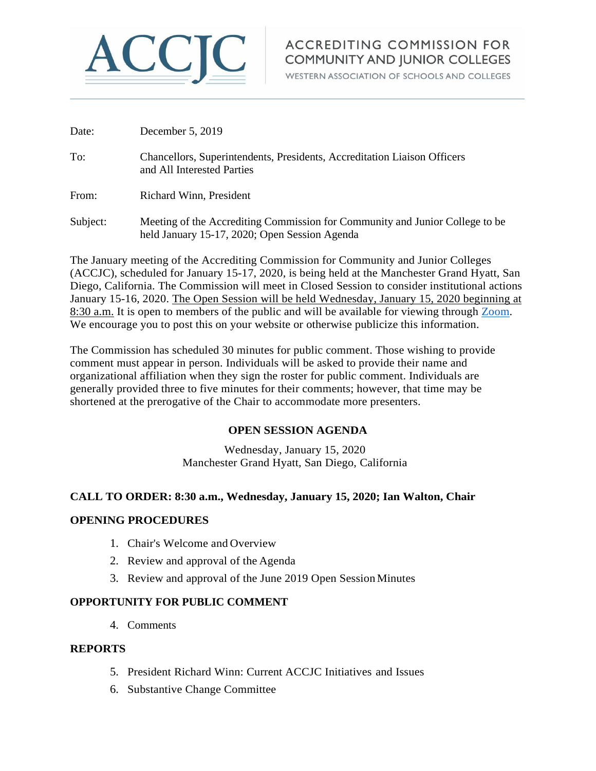ACCJC

ACCREDITING COMMISSION FOR COMMUNITY AND JUNIOR COLLEGES
WESTERN ASSOCIATION OF SCHOOLS AND COLLEGES

Date: December 5, 2019

To: Chancellors, Superintendents, Presidents, Accreditation Liaison Officers and All Interested Parties

From: Richard Winn, President

Subject: Meeting of the Accrediting Commission for Community and Junior College to be held January 15-17, 2020; Open Session Agenda

The January meeting of the Accrediting Commission for Community and Junior Colleges (ACCJC), scheduled for January 15-17, 2020, is being held at the Manchester Grand Hyatt, San Diego, California. The Commission will meet in Closed Session to consider institutional actions January 15-16, 2020. The Open Session will be held Wednesday, January 15, 2020 beginning at 8:30 a.m. It is open to members of the public and will be available for viewing through Zoom. We encourage you to post this on your website or otherwise publicize this information.

The Commission has scheduled 30 minutes for public comment. Those wishing to provide comment must appear in person. Individuals will be asked to provide their name and organizational affiliation when they sign the roster for public comment. Individuals are generally provided three to five minutes for their comments; however, that time may be shortened at the prerogative of the Chair to accommodate more presenters.

## OPEN SESSION AGENDA

Wednesday, January 15, 2020
Manchester Grand Hyatt, San Diego, California

### CALL TO ORDER: 8:30 a.m., Wednesday, January 15, 2020; Ian Walton, Chair

### OPENING PROCEDURES

1. Chair's Welcome and Overview
2. Review and approval of the Agenda
3. Review and approval of the June 2019 Open Session Minutes

### OPPORTUNITY FOR PUBLIC COMMENT

4. Comments

### REPORTS

5. President Richard Winn: Current ACCJC Initiatives and Issues
6. Substantive Change Committee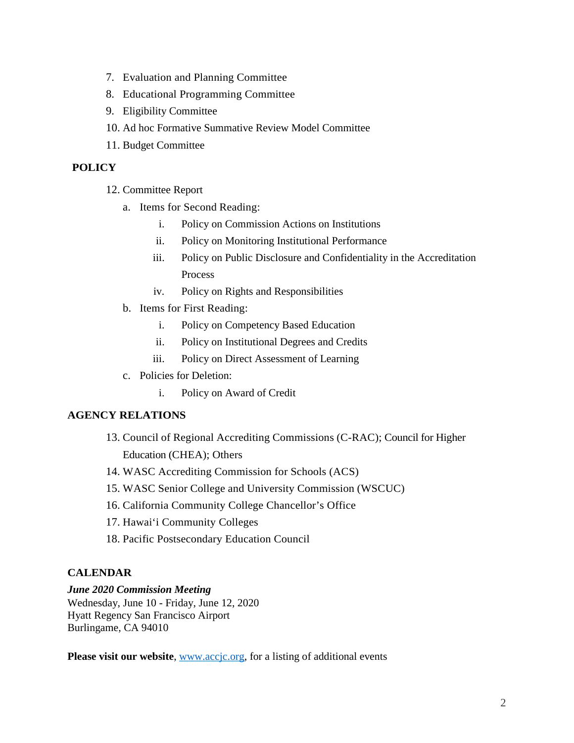7. Evaluation and Planning Committee
8. Educational Programming Committee
9. Eligibility Committee
10. Ad hoc Formative Summative Review Model Committee
11. Budget Committee

**POLICY**

12. Committee Report
    a. Items for Second Reading:
        i. Policy on Commission Actions on Institutions
        ii. Policy on Monitoring Institutional Performance
        iii. Policy on Public Disclosure and Confidentiality in the Accreditation Process
        iv. Policy on Rights and Responsibilities
    b. Items for First Reading:
        i. Policy on Competency Based Education
        ii. Policy on Institutional Degrees and Credits
        iii. Policy on Direct Assessment of Learning
    c. Policies for Deletion:
        i. Policy on Award of Credit

**AGENCY RELATIONS**

13. Council of Regional Accrediting Commissions (C-RAC); Council for Higher Education (CHEA); Others
14. WASC Accrediting Commission for Schools (ACS)
15. WASC Senior College and University Commission (WSCUC)
16. California Community College Chancellor's Office
17. Hawai'i Community Colleges
18. Pacific Postsecondary Education Council

**CALENDAR**

***June 2020 Commission Meeting***
Wednesday, June 10 - Friday, June 12, 2020
Hyatt Regency San Francisco Airport
Burlingame, CA 94010

**Please visit our website**, [www.accjc.org](http://www.accjc.org), for a listing of additional events